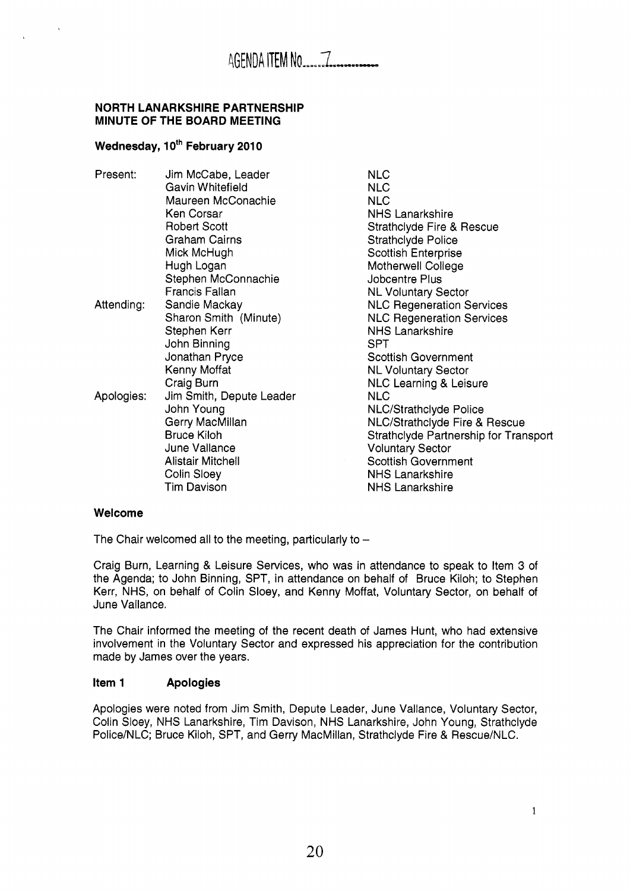AGENDA ITEM No......7..........

**NORTH LANARKSHIRE PARTNERSHIP**
**MINUTE OF THE BOARD MEETING**

**Wednesday, 10th February 2010**

| | | |
|---|---|---|
| Present: | Jim McCabe, Leader | NLC |
| | Gavin Whitefield | NLC |
| | Maureen McConachie | NLC |
| | Ken Corsar | NHS Lanarkshire |
| | Robert Scott | Strathclyde Fire & Rescue |
| | Graham Cairns | Strathclyde Police |
| | Mick McHugh | Scottish Enterprise |
| | Hugh Logan | Motherwell College |
| | Stephen McConnachie | Jobcentre Plus |
| | Francis Fallan | NL Voluntary Sector |
| Attending: | Sandie Mackay | NLC Regeneration Services |
| | Sharon Smith (Minute) | NLC Regeneration Services |
| | Stephen Kerr | NHS Lanarkshire |
| | John Binning | SPT |
| | Jonathan Pryce | Scottish Government |
| | Kenny Moffat | NL Voluntary Sector |
| | Craig Burn | NLC Learning & Leisure |
| Apologies: | Jim Smith, Depute Leader | NLC |
| | John Young | NLC/Strathclyde Police |
| | Gerry MacMillan | NLC/Strathclyde Fire & Rescue |
| | Bruce Kiloh | Strathclyde Partnership for Transport |
| | June Vallance | Voluntary Sector |
| | Alistair Mitchell | Scottish Government |
| | Colin Sloey | NHS Lanarkshire |
| | Tim Davison | NHS Lanarkshire |

**Welcome**

The Chair welcomed all to the meeting, particularly to –

Craig Burn, Learning & Leisure Services, who was in attendance to speak to Item 3 of the Agenda; to John Binning, SPT, in attendance on behalf of Bruce Kiloh; to Stephen Kerr, NHS, on behalf of Colin Sloey, and Kenny Moffat, Voluntary Sector, on behalf of June Vallance.

The Chair informed the meeting of the recent death of James Hunt, who had extensive involvement in the Voluntary Sector and expressed his appreciation for the contribution made by James over the years.

**Item 1 Apologies**

Apologies were noted from Jim Smith, Depute Leader, June Vallance, Voluntary Sector, Colin Sloey, NHS Lanarkshire, Tim Davison, NHS Lanarkshire, John Young, Strathclyde Police/NLC; Bruce Kiloh, SPT, and Gerry MacMillan, Strathclyde Fire & Rescue/NLC.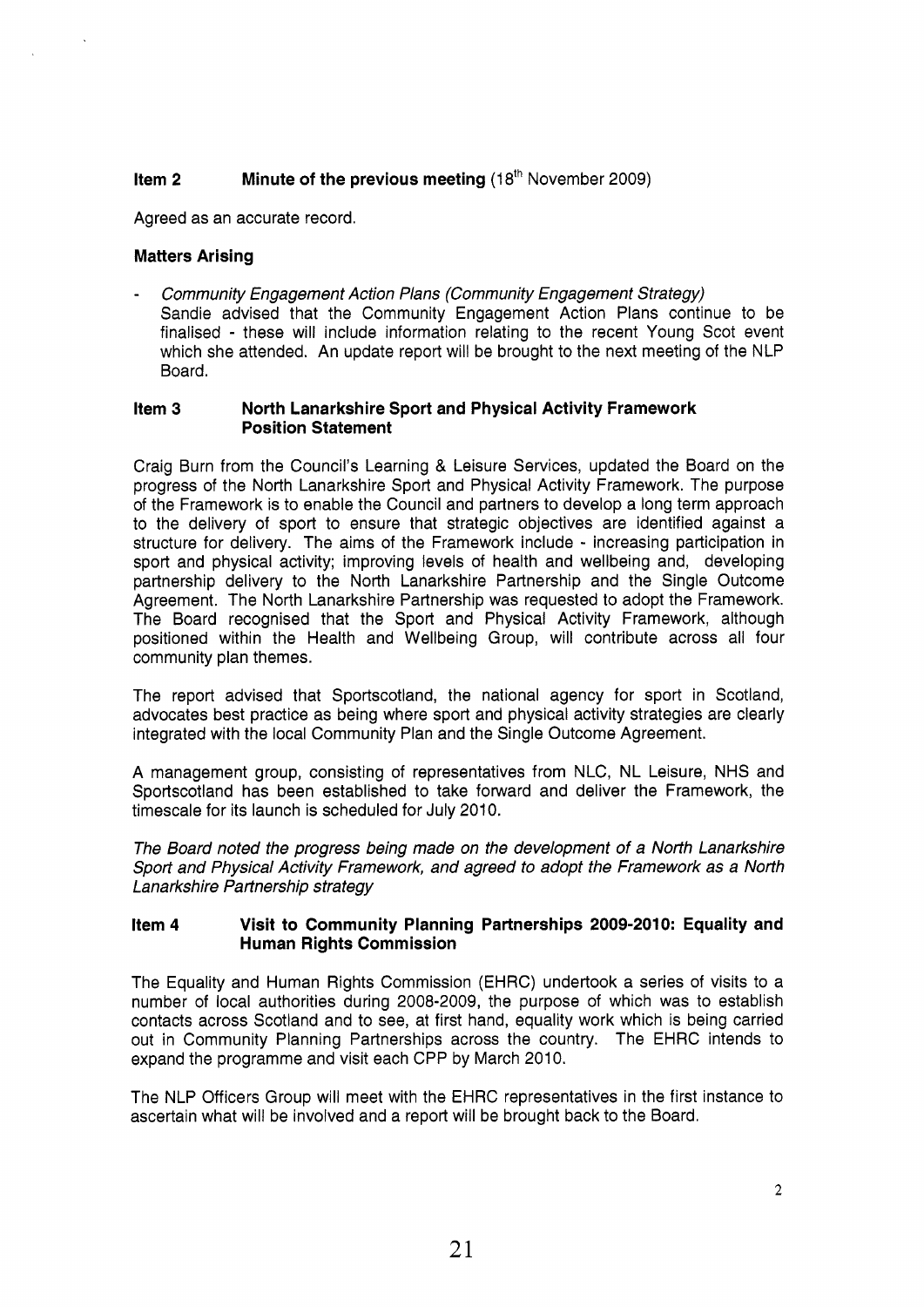**Item 2 Minute of the previous meeting** (18th November 2009)

Agreed as an accurate record.

**Matters Arising**

- *Community Engagement Action Plans (Community Engagement Strategy)*
  Sandie advised that the Community Engagement Action Plans continue to be finalised - these will include information relating to the recent Young Scot event which she attended. An update report will be brought to the next meeting of the NLP Board.

**Item 3 North Lanarkshire Sport and Physical Activity Framework Position Statement**

Craig Burn from the Council's Learning & Leisure Services, updated the Board on the progress of the North Lanarkshire Sport and Physical Activity Framework. The purpose of the Framework is to enable the Council and partners to develop a long term approach to the delivery of sport to ensure that strategic objectives are identified against a structure for delivery. The aims of the Framework include - increasing participation in sport and physical activity; improving levels of health and wellbeing and, developing partnership delivery to the North Lanarkshire Partnership and the Single Outcome Agreement. The North Lanarkshire Partnership was requested to adopt the Framework. The Board recognised that the Sport and Physical Activity Framework, although positioned within the Health and Wellbeing Group, will contribute across all four community plan themes.

The report advised that Sportscotland, the national agency for sport in Scotland, advocates best practice as being where sport and physical activity strategies are clearly integrated with the local Community Plan and the Single Outcome Agreement.

A management group, consisting of representatives from NLC, NL Leisure, NHS and Sportscotland has been established to take forward and deliver the Framework, the timescale for its launch is scheduled for July 2010.

*The Board noted the progress being made on the development of a North Lanarkshire Sport and Physical Activity Framework, and agreed to adopt the Framework as a North Lanarkshire Partnership strategy*

**Item 4 Visit to Community Planning Partnerships 2009-2010: Equality and Human Rights Commission**

The Equality and Human Rights Commission (EHRC) undertook a series of visits to a number of local authorities during 2008-2009, the purpose of which was to establish contacts across Scotland and to see, at first hand, equality work which is being carried out in Community Planning Partnerships across the country. The EHRC intends to expand the programme and visit each CPP by March 2010.

The NLP Officers Group will meet with the EHRC representatives in the first instance to ascertain what will be involved and a report will be brought back to the Board.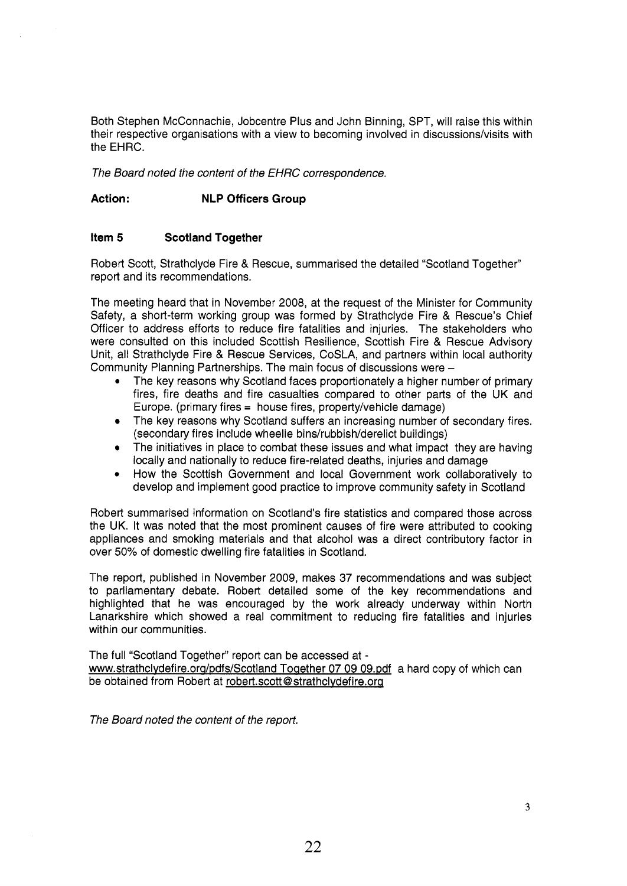Both Stephen McConnachie, Jobcentre Plus and John Binning, SPT, will raise this within their respective organisations with a view to becoming involved in discussions/visits with the EHRC.

*The Board noted the content of the EHRC correspondence.*

**Action: NLP Officers Group**

### Item 5 Scotland Together

Robert Scott, Strathclyde Fire & Rescue, summarised the detailed "Scotland Together" report and its recommendations.

The meeting heard that in November 2008, at the request of the Minister for Community Safety, a short-term working group was formed by Strathclyde Fire & Rescue's Chief Officer to address efforts to reduce fire fatalities and injuries. The stakeholders who were consulted on this included Scottish Resilience, Scottish Fire & Rescue Advisory Unit, all Strathclyde Fire & Rescue Services, CoSLA, and partners within local authority Community Planning Partnerships. The main focus of discussions were –

- The key reasons why Scotland faces proportionately a higher number of primary fires, fire deaths and fire casualties compared to other parts of the UK and Europe. (primary fires = house fires, property/vehicle damage)
- The key reasons why Scotland suffers an increasing number of secondary fires. (secondary fires include wheelie bins/rubbish/derelict buildings)
- The initiatives in place to combat these issues and what impact they are having locally and nationally to reduce fire-related deaths, injuries and damage
- How the Scottish Government and local Government work collaboratively to develop and implement good practice to improve community safety in Scotland

Robert summarised information on Scotland's fire statistics and compared those across the UK. It was noted that the most prominent causes of fire were attributed to cooking appliances and smoking materials and that alcohol was a direct contributory factor in over 50% of domestic dwelling fire fatalities in Scotland.

The report, published in November 2009, makes 37 recommendations and was subject to parliamentary debate. Robert detailed some of the key recommendations and highlighted that he was encouraged by the work already underway within North Lanarkshire which showed a real commitment to reducing fire fatalities and injuries within our communities.

The full "Scotland Together" report can be accessed at - www.strathclydefire.org/pdfs/Scotland Together 07 09 09.pdf a hard copy of which can be obtained from Robert at robert.scott@strathclydefire.org

*The Board noted the content of the report.*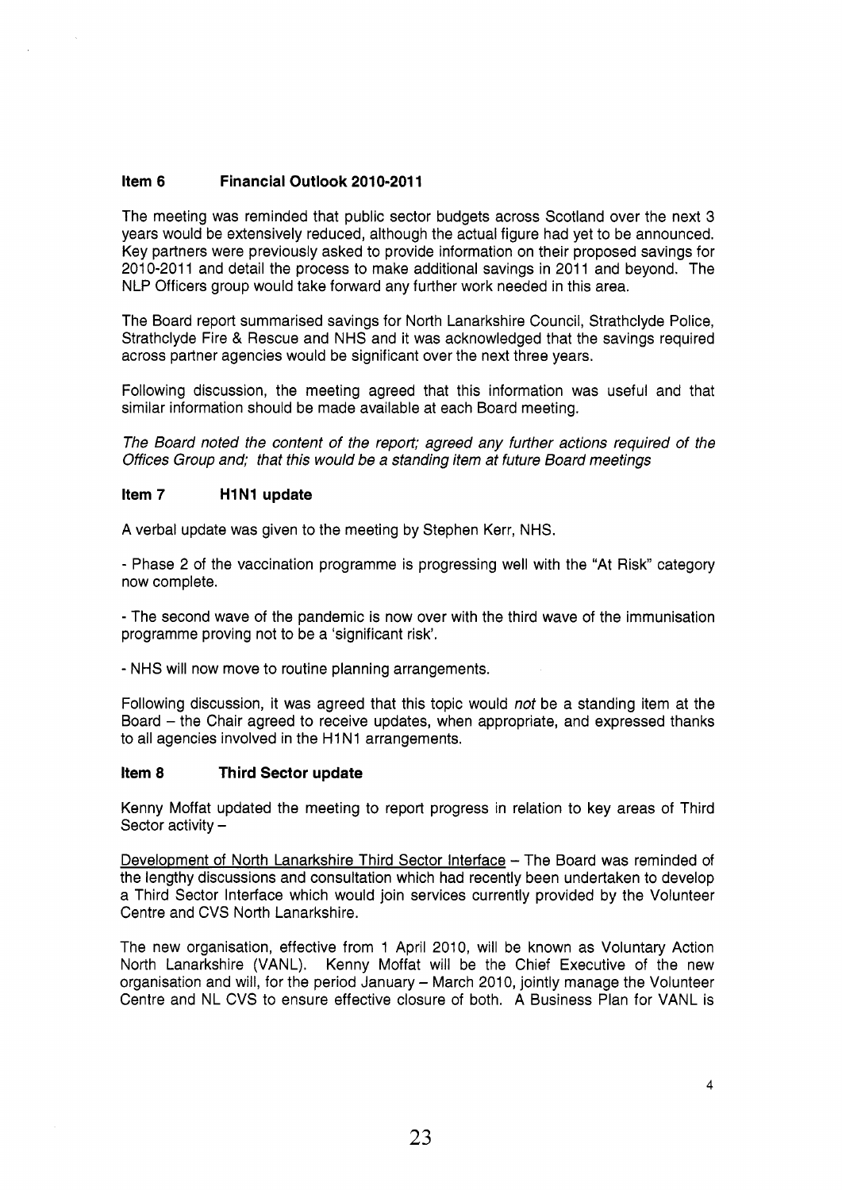### Item 6 Financial Outlook 2010-2011

The meeting was reminded that public sector budgets across Scotland over the next 3 years would be extensively reduced, although the actual figure had yet to be announced. Key partners were previously asked to provide information on their proposed savings for 2010-2011 and detail the process to make additional savings in 2011 and beyond. The NLP Officers group would take forward any further work needed in this area.

The Board report summarised savings for North Lanarkshire Council, Strathclyde Police, Strathclyde Fire & Rescue and NHS and it was acknowledged that the savings required across partner agencies would be significant over the next three years.

Following discussion, the meeting agreed that this information was useful and that similar information should be made available at each Board meeting.

*The Board noted the content of the report; agreed any further actions required of the Offices Group and; that this would be a standing item at future Board meetings*

### Item 7 H1N1 update

A verbal update was given to the meeting by Stephen Kerr, NHS.

- Phase 2 of the vaccination programme is progressing well with the "At Risk" category now complete.

- The second wave of the pandemic is now over with the third wave of the immunisation programme proving not to be a 'significant risk'.

- NHS will now move to routine planning arrangements.

Following discussion, it was agreed that this topic would *not* be a standing item at the Board – the Chair agreed to receive updates, when appropriate, and expressed thanks to all agencies involved in the H1N1 arrangements.

### Item 8 Third Sector update

Kenny Moffat updated the meeting to report progress in relation to key areas of Third Sector activity –

Development of North Lanarkshire Third Sector Interface – The Board was reminded of the lengthy discussions and consultation which had recently been undertaken to develop a Third Sector Interface which would join services currently provided by the Volunteer Centre and CVS North Lanarkshire.

The new organisation, effective from 1 April 2010, will be known as Voluntary Action North Lanarkshire (VANL). Kenny Moffat will be the Chief Executive of the new organisation and will, for the period January – March 2010, jointly manage the Volunteer Centre and NL CVS to ensure effective closure of both. A Business Plan for VANL is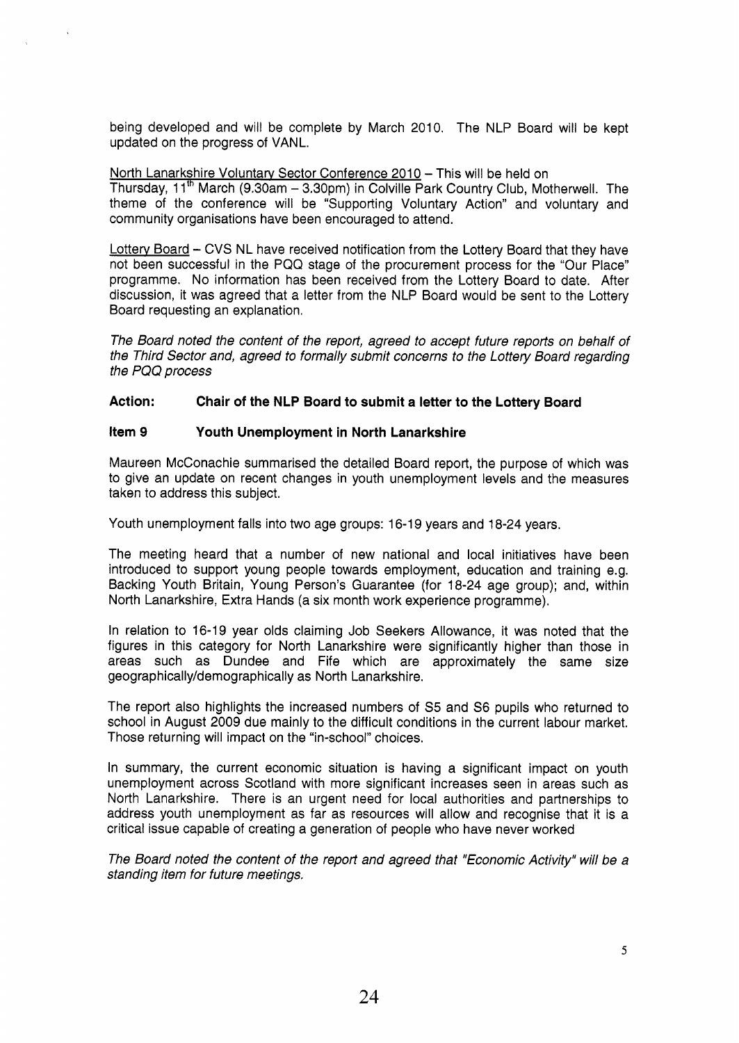being developed and will be complete by March 2010. The NLP Board will be kept updated on the progress of VANL.

North Lanarkshire Voluntary Sector Conference 2010 – This will be held on Thursday, 11th March (9.30am – 3.30pm) in Colville Park Country Club, Motherwell. The theme of the conference will be "Supporting Voluntary Action" and voluntary and community organisations have been encouraged to attend.

Lottery Board – CVS NL have received notification from the Lottery Board that they have not been successful in the PQQ stage of the procurement process for the "Our Place" programme. No information has been received from the Lottery Board to date. After discussion, it was agreed that a letter from the NLP Board would be sent to the Lottery Board requesting an explanation.

*The Board noted the content of the report, agreed to accept future reports on behalf of the Third Sector and, agreed to formally submit concerns to the Lottery Board regarding the PQQ process*

**Action: Chair of the NLP Board to submit a letter to the Lottery Board**

**Item 9 Youth Unemployment in North Lanarkshire**

Maureen McConachie summarised the detailed Board report, the purpose of which was to give an update on recent changes in youth unemployment levels and the measures taken to address this subject.

Youth unemployment falls into two age groups: 16-19 years and 18-24 years.

The meeting heard that a number of new national and local initiatives have been introduced to support young people towards employment, education and training e.g. Backing Youth Britain, Young Person's Guarantee (for 18-24 age group); and, within North Lanarkshire, Extra Hands (a six month work experience programme).

In relation to 16-19 year olds claiming Job Seekers Allowance, it was noted that the figures in this category for North Lanarkshire were significantly higher than those in areas such as Dundee and Fife which are approximately the same size geographically/demographically as North Lanarkshire.

The report also highlights the increased numbers of S5 and S6 pupils who returned to school in August 2009 due mainly to the difficult conditions in the current labour market. Those returning will impact on the "in-school" choices.

In summary, the current economic situation is having a significant impact on youth unemployment across Scotland with more significant increases seen in areas such as North Lanarkshire. There is an urgent need for local authorities and partnerships to address youth unemployment as far as resources will allow and recognise that it is a critical issue capable of creating a generation of people who have never worked

*The Board noted the content of the report and agreed that "Economic Activity" will be a standing item for future meetings.*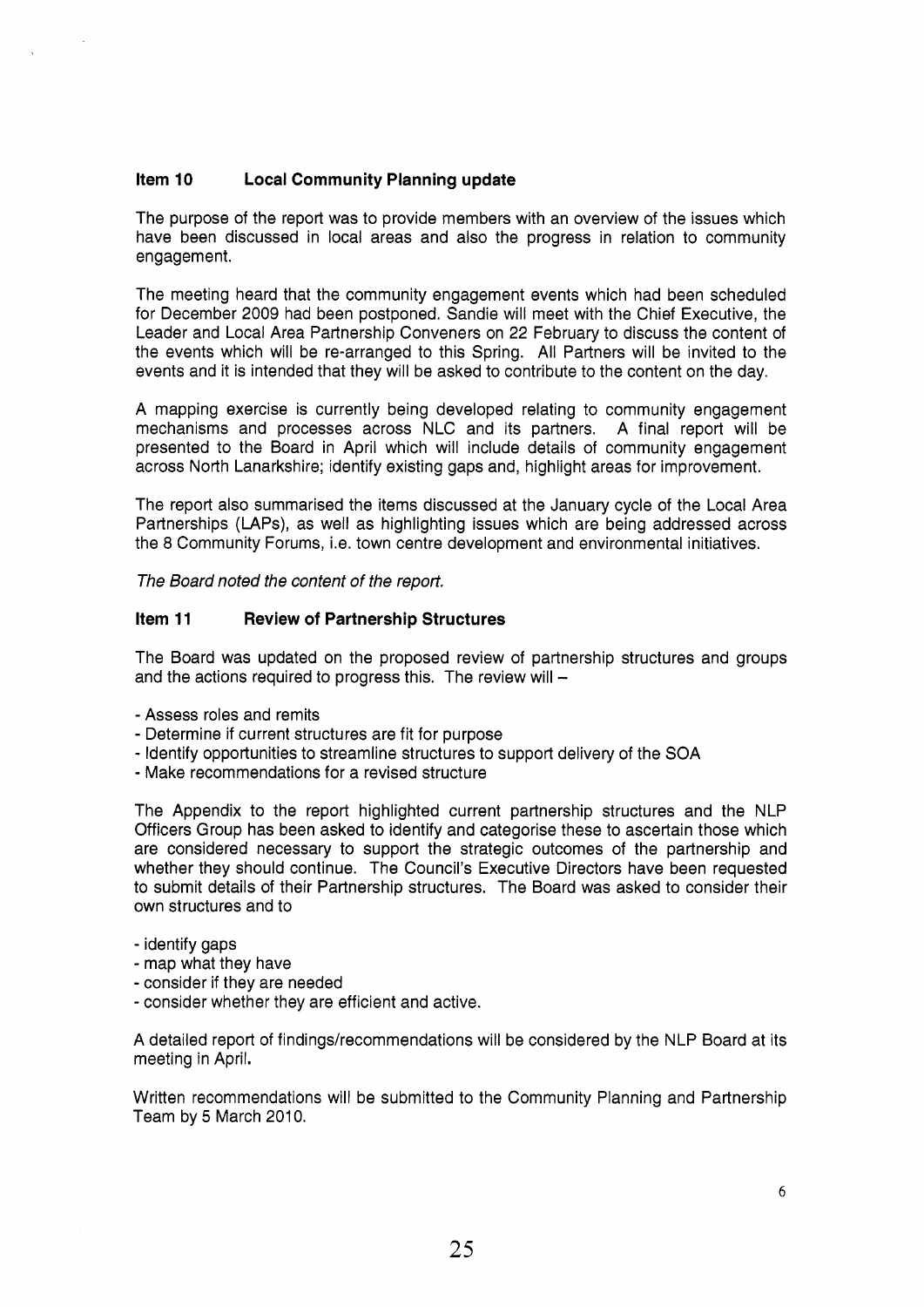### Item 10 Local Community Planning update

The purpose of the report was to provide members with an overview of the issues which have been discussed in local areas and also the progress in relation to community engagement.

The meeting heard that the community engagement events which had been scheduled for December 2009 had been postponed. Sandie will meet with the Chief Executive, the Leader and Local Area Partnership Conveners on 22 February to discuss the content of the events which will be re-arranged to this Spring. All Partners will be invited to the events and it is intended that they will be asked to contribute to the content on the day.

A mapping exercise is currently being developed relating to community engagement mechanisms and processes across NLC and its partners. A final report will be presented to the Board in April which will include details of community engagement across North Lanarkshire; identify existing gaps and, highlight areas for improvement.

The report also summarised the items discussed at the January cycle of the Local Area Partnerships (LAPs), as well as highlighting issues which are being addressed across the 8 Community Forums, i.e. town centre development and environmental initiatives.

*The Board noted the content of the report.*

### Item 11 Review of Partnership Structures

The Board was updated on the proposed review of partnership structures and groups and the actions required to progress this. The review will –

- Assess roles and remits
- Determine if current structures are fit for purpose
- Identify opportunities to streamline structures to support delivery of the SOA
- Make recommendations for a revised structure

The Appendix to the report highlighted current partnership structures and the NLP Officers Group has been asked to identify and categorise these to ascertain those which are considered necessary to support the strategic outcomes of the partnership and whether they should continue. The Council's Executive Directors have been requested to submit details of their Partnership structures. The Board was asked to consider their own structures and to

- identify gaps
- map what they have
- consider if they are needed
- consider whether they are efficient and active.

A detailed report of findings/recommendations will be considered by the NLP Board at its meeting in April.

Written recommendations will be submitted to the Community Planning and Partnership Team by 5 March 2010.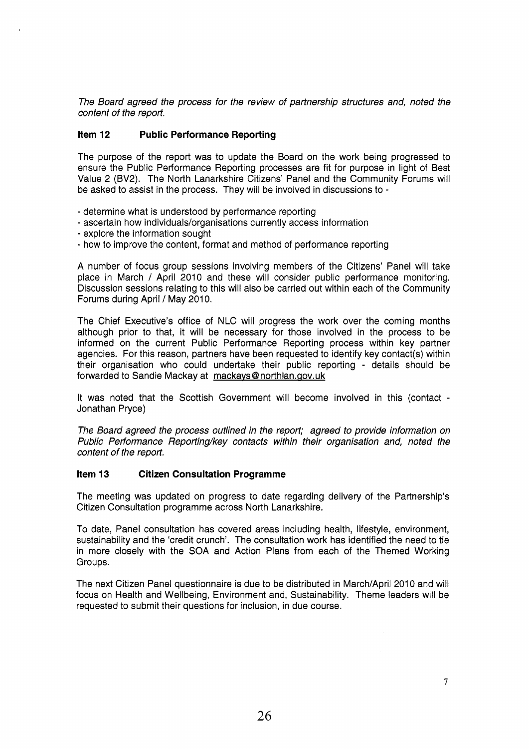*The Board agreed the process for the review of partnership structures and, noted the content of the report.*

### Item 12 Public Performance Reporting

The purpose of the report was to update the Board on the work being progressed to ensure the Public Performance Reporting processes are fit for purpose in light of Best Value 2 (BV2). The North Lanarkshire Citizens' Panel and the Community Forums will be asked to assist in the process. They will be involved in discussions to -

- determine what is understood by performance reporting
- ascertain how individuals/organisations currently access information
- explore the information sought
- how to improve the content, format and method of performance reporting

A number of focus group sessions involving members of the Citizens' Panel will take place in March / April 2010 and these will consider public performance monitoring. Discussion sessions relating to this will also be carried out within each of the Community Forums during April / May 2010.

The Chief Executive's office of NLC will progress the work over the coming months although prior to that, it will be necessary for those involved in the process to be informed on the current Public Performance Reporting process within key partner agencies. For this reason, partners have been requested to identify key contact(s) within their organisation who could undertake their public reporting - details should be forwarded to Sandie Mackay at mackays@northlan.gov.uk

It was noted that the Scottish Government will become involved in this (contact - Jonathan Pryce)

*The Board agreed the process outlined in the report; agreed to provide information on Public Performance Reporting/key contacts within their organisation and, noted the content of the report.*

### Item 13 Citizen Consultation Programme

The meeting was updated on progress to date regarding delivery of the Partnership's Citizen Consultation programme across North Lanarkshire.

To date, Panel consultation has covered areas including health, lifestyle, environment, sustainability and the 'credit crunch'. The consultation work has identified the need to tie in more closely with the SOA and Action Plans from each of the Themed Working Groups.

The next Citizen Panel questionnaire is due to be distributed in March/April 2010 and will focus on Health and Wellbeing, Environment and, Sustainability. Theme leaders will be requested to submit their questions for inclusion, in due course.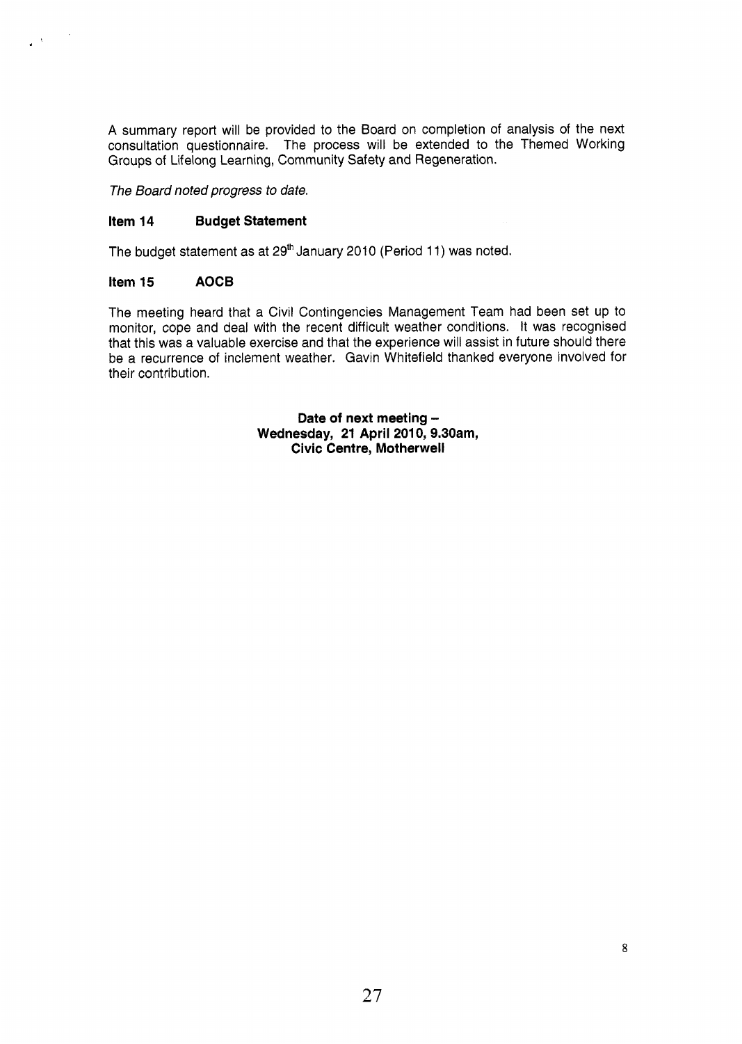A summary report will be provided to the Board on completion of analysis of the next consultation questionnaire. The process will be extended to the Themed Working Groups of Lifelong Learning, Community Safety and Regeneration.

*The Board noted progress to date.*

**Item 14 Budget Statement**

The budget statement as at 29th January 2010 (Period 11) was noted.

**Item 15 AOCB**

The meeting heard that a Civil Contingencies Management Team had been set up to monitor, cope and deal with the recent difficult weather conditions. It was recognised that this was a valuable exercise and that the experience will assist in future should there be a recurrence of inclement weather. Gavin Whitefield thanked everyone involved for their contribution.

**Date of next meeting –
Wednesday, 21 April 2010, 9.30am,
Civic Centre, Motherwell**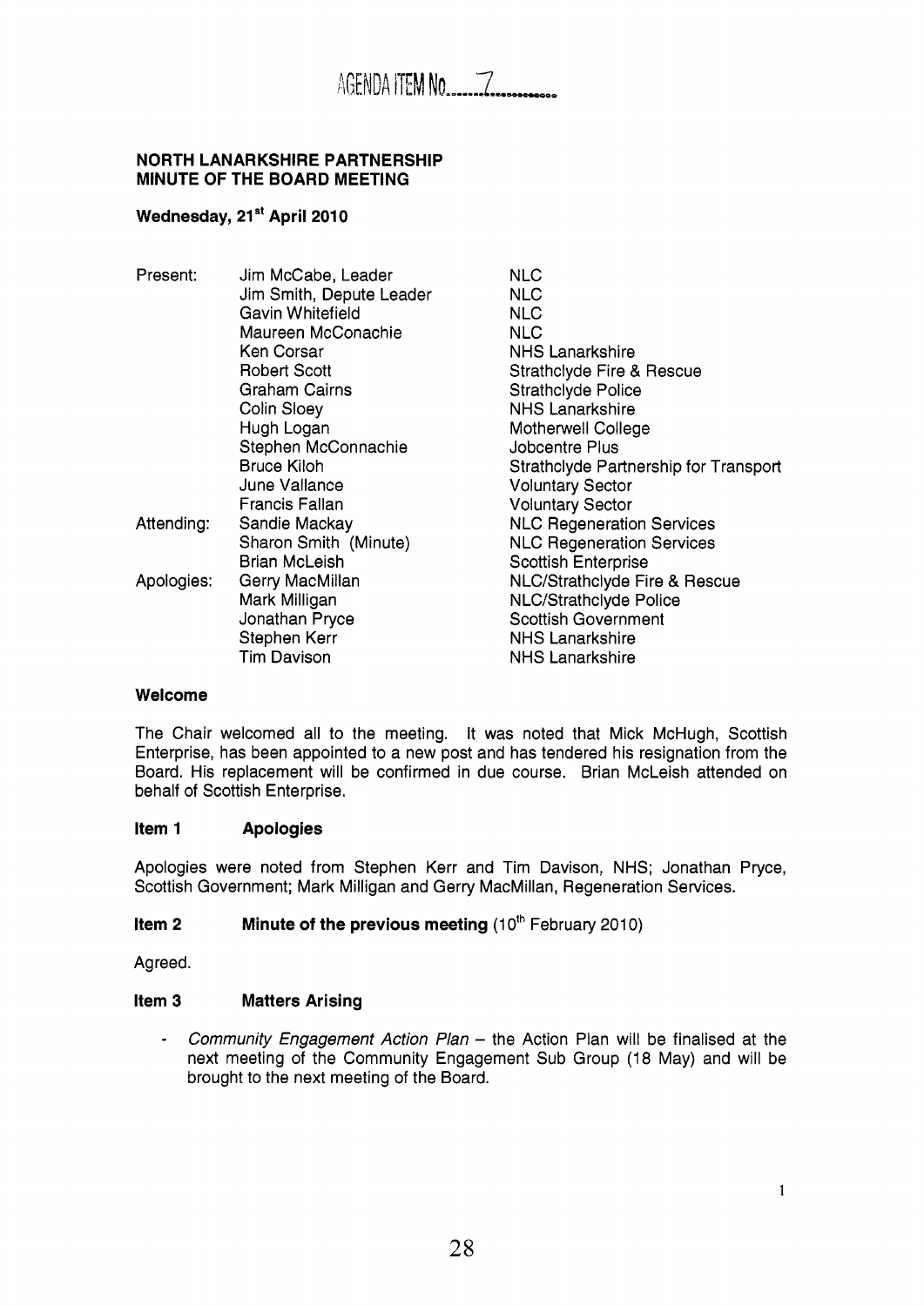AGENDA ITEM No. 7

**NORTH LANARKSHIRE PARTNERSHIP**
**MINUTE OF THE BOARD MEETING**

**Wednesday, 21st April 2010**

| | | |
|---|---|---|
| Present: | Jim McCabe, Leader | NLC |
| | Jim Smith, Depute Leader | NLC |
| | Gavin Whitefield | NLC |
| | Maureen McConachie | NLC |
| | Ken Corsar | NHS Lanarkshire |
| | Robert Scott | Strathclyde Fire & Rescue |
| | Graham Cairns | Strathclyde Police |
| | Colin Sloey | NHS Lanarkshire |
| | Hugh Logan | Motherwell College |
| | Stephen McConnachie | Jobcentre Plus |
| | Bruce Kiloh | Strathclyde Partnership for Transport |
| | June Vallance | Voluntary Sector |
| | Francis Fallan | Voluntary Sector |
| Attending: | Sandie Mackay | NLC Regeneration Services |
| | Sharon Smith (Minute) | NLC Regeneration Services |
| | Brian McLeish | Scottish Enterprise |
| Apologies: | Gerry MacMillan | NLC/Strathclyde Fire & Rescue |
| | Mark Milligan | NLC/Strathclyde Police |
| | Jonathan Pryce | Scottish Government |
| | Stephen Kerr | NHS Lanarkshire |
| | Tim Davison | NHS Lanarkshire |

**Welcome**

The Chair welcomed all to the meeting. It was noted that Mick McHugh, Scottish Enterprise, has been appointed to a new post and has tendered his resignation from the Board. His replacement will be confirmed in due course. Brian McLeish attended on behalf of Scottish Enterprise.

**Item 1 Apologies**

Apologies were noted from Stephen Kerr and Tim Davison, NHS; Jonathan Pryce, Scottish Government; Mark Milligan and Gerry MacMillan, Regeneration Services.

**Item 2 Minute of the previous meeting** (10th February 2010)

Agreed.

**Item 3 Matters Arising**

- *Community Engagement Action Plan* – the Action Plan will be finalised at the next meeting of the Community Engagement Sub Group (18 May) and will be brought to the next meeting of the Board.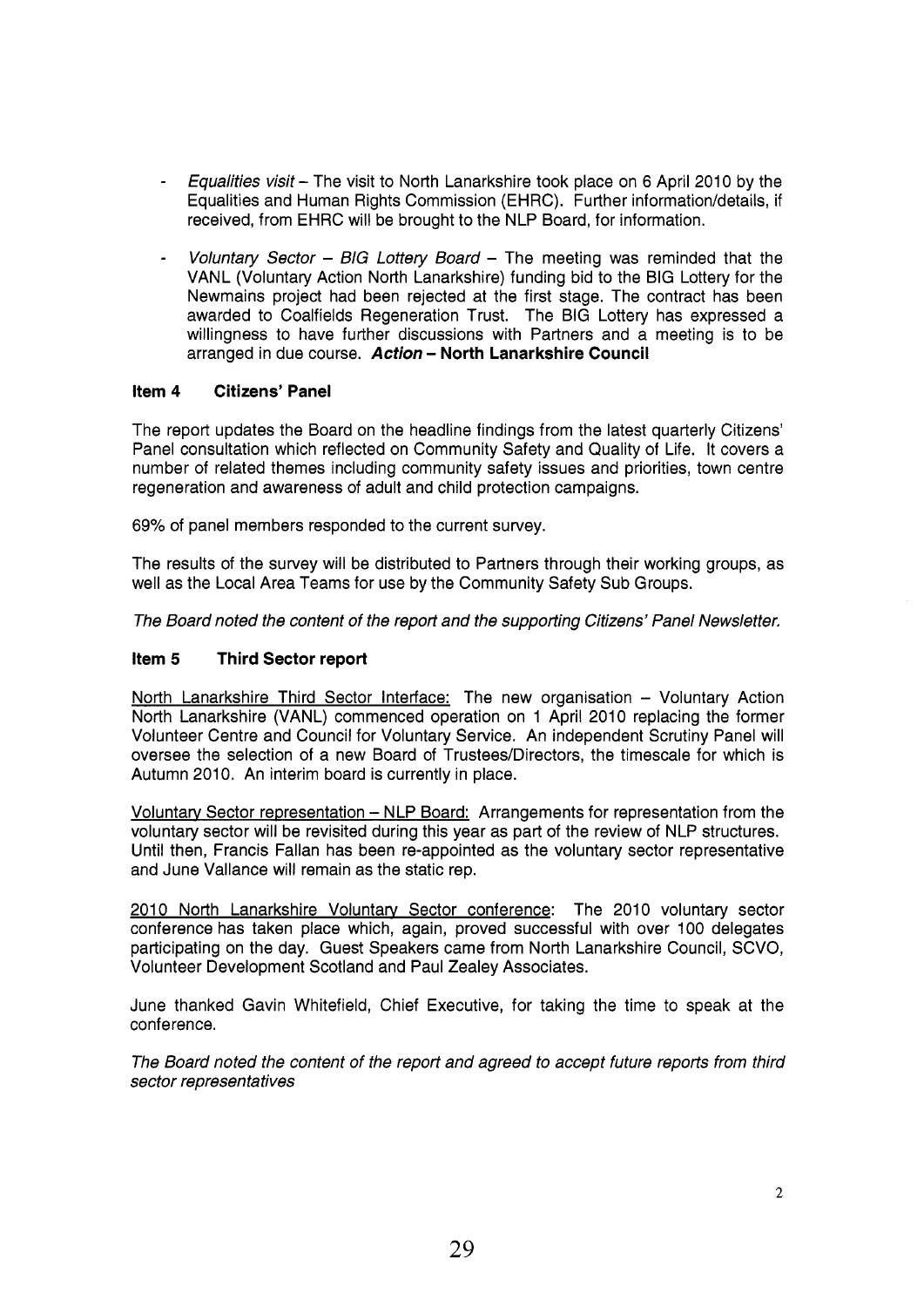- *Equalities visit* – The visit to North Lanarkshire took place on 6 April 2010 by the Equalities and Human Rights Commission (EHRC). Further information/details, if received, from EHRC will be brought to the NLP Board, for information.

- *Voluntary Sector – BIG Lottery Board* – The meeting was reminded that the VANL (Voluntary Action North Lanarkshire) funding bid to the BIG Lottery for the Newmains project had been rejected at the first stage. The contract has been awarded to Coalfields Regeneration Trust. The BIG Lottery has expressed a willingness to have further discussions with Partners and a meeting is to be arranged in due course. ***Action* – North Lanarkshire Council**

### Item 4 Citizens' Panel

The report updates the Board on the headline findings from the latest quarterly Citizens' Panel consultation which reflected on Community Safety and Quality of Life. It covers a number of related themes including community safety issues and priorities, town centre regeneration and awareness of adult and child protection campaigns.

69% of panel members responded to the current survey.

The results of the survey will be distributed to Partners through their working groups, as well as the Local Area Teams for use by the Community Safety Sub Groups.

*The Board noted the content of the report and the supporting Citizens' Panel Newsletter.*

### Item 5 Third Sector report

North Lanarkshire Third Sector Interface: The new organisation – Voluntary Action North Lanarkshire (VANL) commenced operation on 1 April 2010 replacing the former Volunteer Centre and Council for Voluntary Service. An independent Scrutiny Panel will oversee the selection of a new Board of Trustees/Directors, the timescale for which is Autumn 2010. An interim board is currently in place.

Voluntary Sector representation – NLP Board: Arrangements for representation from the voluntary sector will be revisited during this year as part of the review of NLP structures. Until then, Francis Fallan has been re-appointed as the voluntary sector representative and June Vallance will remain as the static rep.

2010 North Lanarkshire Voluntary Sector conference: The 2010 voluntary sector conference has taken place which, again, proved successful with over 100 delegates participating on the day. Guest Speakers came from North Lanarkshire Council, SCVO, Volunteer Development Scotland and Paul Zealey Associates.

June thanked Gavin Whitefield, Chief Executive, for taking the time to speak at the conference.

*The Board noted the content of the report and agreed to accept future reports from third sector representatives*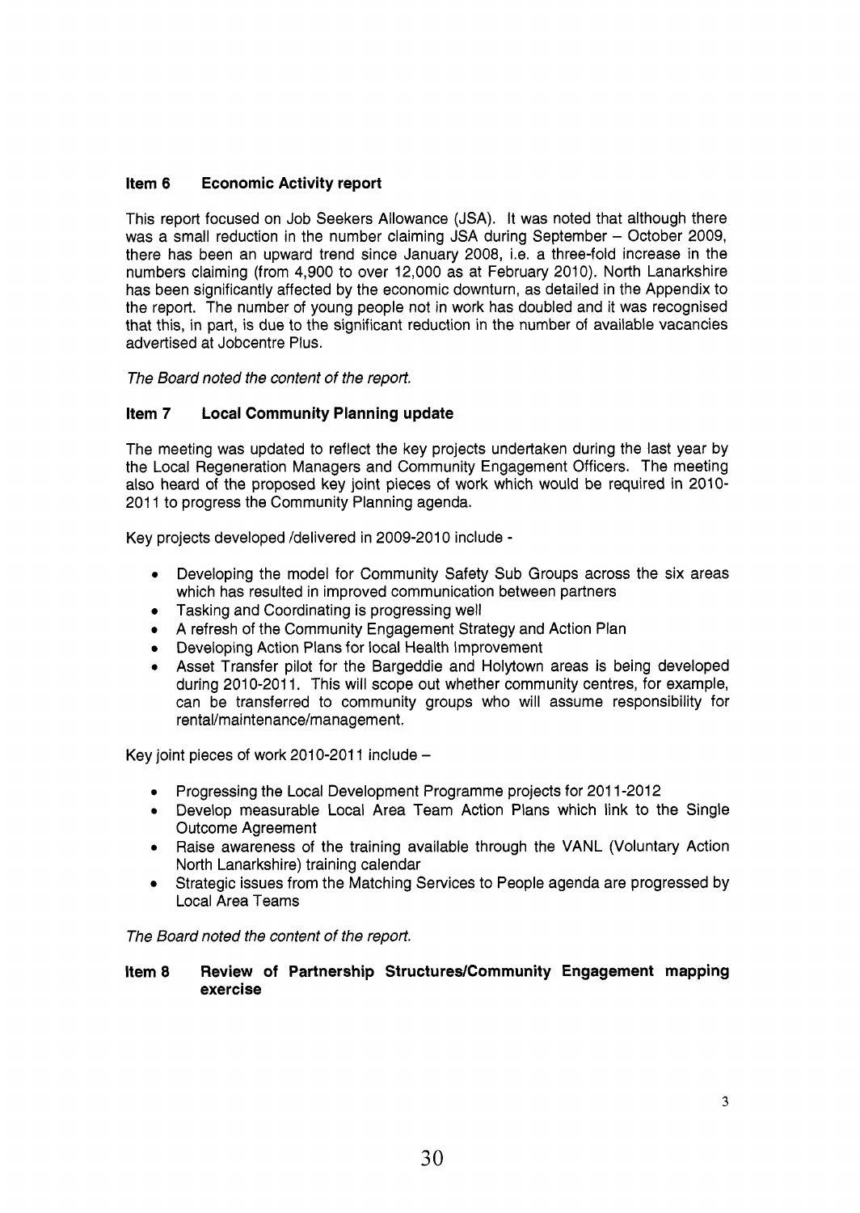### Item 6 Economic Activity report

This report focused on Job Seekers Allowance (JSA). It was noted that although there was a small reduction in the number claiming JSA during September – October 2009, there has been an upward trend since January 2008, i.e. a three-fold increase in the numbers claiming (from 4,900 to over 12,000 as at February 2010). North Lanarkshire has been significantly affected by the economic downturn, as detailed in the Appendix to the report. The number of young people not in work has doubled and it was recognised that this, in part, is due to the significant reduction in the number of available vacancies advertised at Jobcentre Plus.

*The Board noted the content of the report.*

### Item 7 Local Community Planning update

The meeting was updated to reflect the key projects undertaken during the last year by the Local Regeneration Managers and Community Engagement Officers. The meeting also heard of the proposed key joint pieces of work which would be required in 2010-2011 to progress the Community Planning agenda.

Key projects developed /delivered in 2009-2010 include -

- Developing the model for Community Safety Sub Groups across the six areas which has resulted in improved communication between partners
- Tasking and Coordinating is progressing well
- A refresh of the Community Engagement Strategy and Action Plan
- Developing Action Plans for local Health Improvement
- Asset Transfer pilot for the Bargeddie and Holytown areas is being developed during 2010-2011. This will scope out whether community centres, for example, can be transferred to community groups who will assume responsibility for rental/maintenance/management.

Key joint pieces of work 2010-2011 include –

- Progressing the Local Development Programme projects for 2011-2012
- Develop measurable Local Area Team Action Plans which link to the Single Outcome Agreement
- Raise awareness of the training available through the VANL (Voluntary Action North Lanarkshire) training calendar
- Strategic issues from the Matching Services to People agenda are progressed by Local Area Teams

*The Board noted the content of the report.*

### Item 8 Review of Partnership Structures/Community Engagement mapping exercise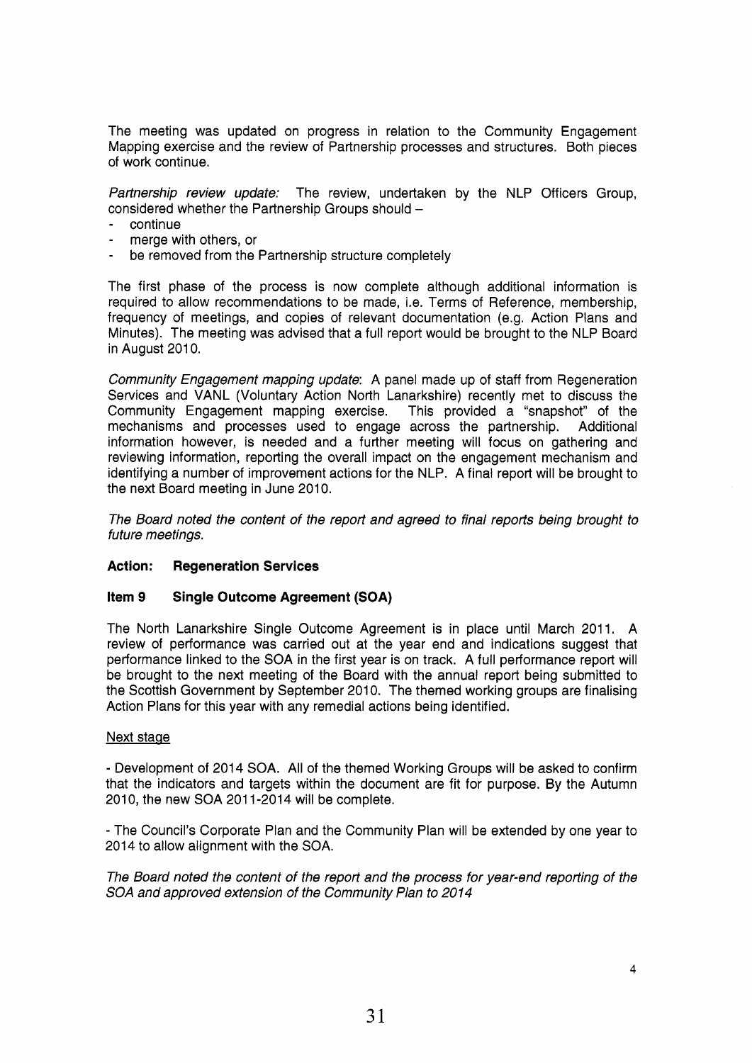The meeting was updated on progress in relation to the Community Engagement Mapping exercise and the review of Partnership processes and structures. Both pieces of work continue.

*Partnership review update:* The review, undertaken by the NLP Officers Group, considered whether the Partnership Groups should –

- continue
- merge with others, or
- be removed from the Partnership structure completely

The first phase of the process is now complete although additional information is required to allow recommendations to be made, i.e. Terms of Reference, membership, frequency of meetings, and copies of relevant documentation (e.g. Action Plans and Minutes). The meeting was advised that a full report would be brought to the NLP Board in August 2010.

*Community Engagement mapping update*: A panel made up of staff from Regeneration Services and VANL (Voluntary Action North Lanarkshire) recently met to discuss the Community Engagement mapping exercise. This provided a "snapshot" of the mechanisms and processes used to engage across the partnership. Additional information however, is needed and a further meeting will focus on gathering and reviewing information, reporting the overall impact on the engagement mechanism and identifying a number of improvement actions for the NLP. A final report will be brought to the next Board meeting in June 2010.

*The Board noted the content of the report and agreed to final reports being brought to future meetings.*

**Action: Regeneration Services**

### Item 9 Single Outcome Agreement (SOA)

The North Lanarkshire Single Outcome Agreement is in place until March 2011. A review of performance was carried out at the year end and indications suggest that performance linked to the SOA in the first year is on track. A full performance report will be brought to the next meeting of the Board with the annual report being submitted to the Scottish Government by September 2010. The themed working groups are finalising Action Plans for this year with any remedial actions being identified.

Next stage

- Development of 2014 SOA. All of the themed Working Groups will be asked to confirm that the indicators and targets within the document are fit for purpose. By the Autumn 2010, the new SOA 2011-2014 will be complete.

- The Council's Corporate Plan and the Community Plan will be extended by one year to 2014 to allow alignment with the SOA.

*The Board noted the content of the report and the process for year-end reporting of the SOA and approved extension of the Community Plan to 2014*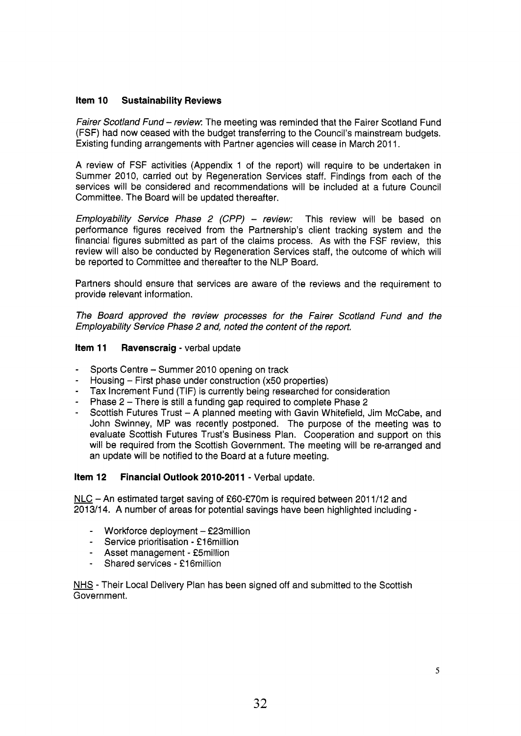### Item 10 Sustainability Reviews

*Fairer Scotland Fund – review*: The meeting was reminded that the Fairer Scotland Fund (FSF) had now ceased with the budget transferring to the Council's mainstream budgets. Existing funding arrangements with Partner agencies will cease in March 2011.

A review of FSF activities (Appendix 1 of the report) will require to be undertaken in Summer 2010, carried out by Regeneration Services staff. Findings from each of the services will be considered and recommendations will be included at a future Council Committee. The Board will be updated thereafter.

*Employability Service Phase 2 (CPP) – review:* This review will be based on performance figures received from the Partnership's client tracking system and the financial figures submitted as part of the claims process. As with the FSF review, this review will also be conducted by Regeneration Services staff, the outcome of which will be reported to Committee and thereafter to the NLP Board.

Partners should ensure that services are aware of the reviews and the requirement to provide relevant information.

*The Board approved the review processes for the Fairer Scotland Fund and the Employability Service Phase 2 and, noted the content of the report.*

### Item 11 Ravenscraig - verbal update

- Sports Centre – Summer 2010 opening on track
- Housing – First phase under construction (x50 properties)
- Tax Increment Fund (TIF) is currently being researched for consideration
- Phase 2 – There is still a funding gap required to complete Phase 2
- Scottish Futures Trust – A planned meeting with Gavin Whitefield, Jim McCabe, and John Swinney, MP was recently postponed. The purpose of the meeting was to evaluate Scottish Futures Trust's Business Plan. Cooperation and support on this will be required from the Scottish Government. The meeting will be re-arranged and an update will be notified to the Board at a future meeting.

### Item 12 Financial Outlook 2010-2011 - Verbal update.

NLC – An estimated target saving of £60-£70m is required between 2011/12 and 2013/14. A number of areas for potential savings have been highlighted including -

- Workforce deployment – £23million
- Service prioritisation - £16million
- Asset management - £5million
- Shared services - £16million

NHS - Their Local Delivery Plan has been signed off and submitted to the Scottish Government.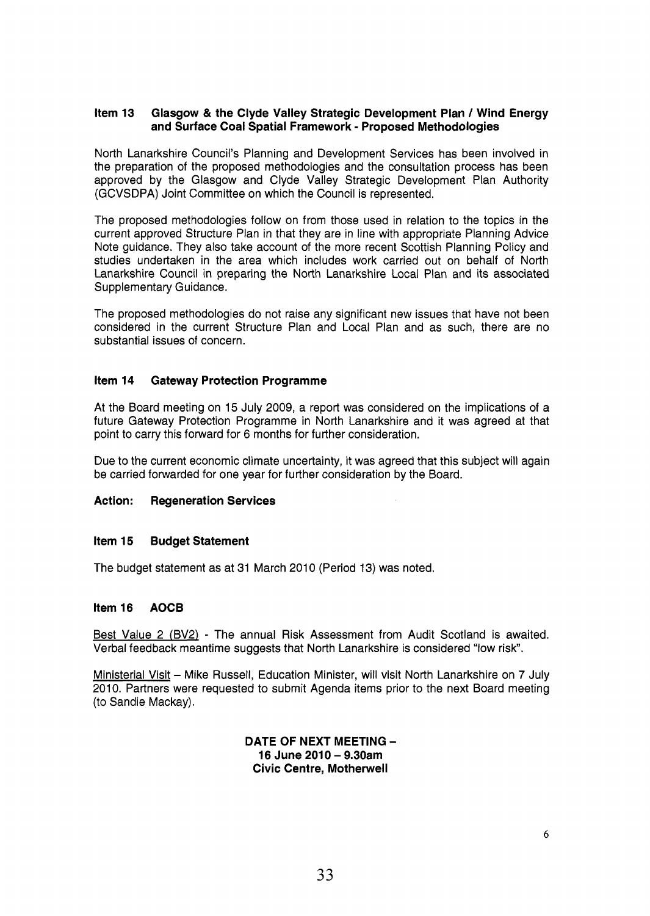### Item 13 Glasgow & the Clyde Valley Strategic Development Plan / Wind Energy and Surface Coal Spatial Framework - Proposed Methodologies

North Lanarkshire Council's Planning and Development Services has been involved in the preparation of the proposed methodologies and the consultation process has been approved by the Glasgow and Clyde Valley Strategic Development Plan Authority (GCVSDPA) Joint Committee on which the Council is represented.

The proposed methodologies follow on from those used in relation to the topics in the current approved Structure Plan in that they are in line with appropriate Planning Advice Note guidance. They also take account of the more recent Scottish Planning Policy and studies undertaken in the area which includes work carried out on behalf of North Lanarkshire Council in preparing the North Lanarkshire Local Plan and its associated Supplementary Guidance.

The proposed methodologies do not raise any significant new issues that have not been considered in the current Structure Plan and Local Plan and as such, there are no substantial issues of concern.

### Item 14 Gateway Protection Programme

At the Board meeting on 15 July 2009, a report was considered on the implications of a future Gateway Protection Programme in North Lanarkshire and it was agreed at that point to carry this forward for 6 months for further consideration.

Due to the current economic climate uncertainty, it was agreed that this subject will again be carried forwarded for one year for further consideration by the Board.

**Action: Regeneration Services**

### Item 15 Budget Statement

The budget statement as at 31 March 2010 (Period 13) was noted.

### Item 16 AOCB

Best Value 2 (BV2) - The annual Risk Assessment from Audit Scotland is awaited. Verbal feedback meantime suggests that North Lanarkshire is considered "low risk".

Ministerial Visit – Mike Russell, Education Minister, will visit North Lanarkshire on 7 July 2010. Partners were requested to submit Agenda items prior to the next Board meeting (to Sandie Mackay).

**DATE OF NEXT MEETING –**
**16 June 2010 – 9.30am**
**Civic Centre, Motherwell**